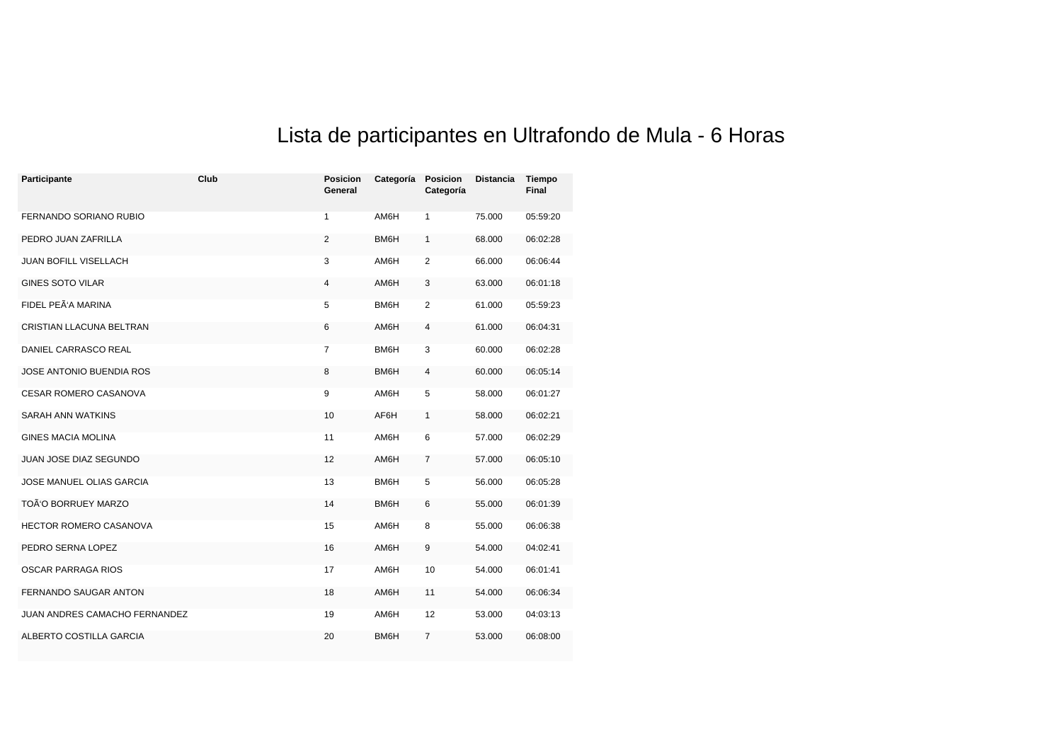# Lista de participantes en Ultrafondo de Mula - 6 Horas

| Participante | Club | Posicion General | Categoría | Posicion Categoría | Distancia | Tiempo Final |
|---|---|---|---|---|---|---|
| FERNANDO SORIANO RUBIO | | 1 | AM6H | 1 | 75.000 | 05:59:20 |
| PEDRO JUAN ZAFRILLA | | 2 | BM6H | 1 | 68.000 | 06:02:28 |
| JUAN BOFILL VISELLACH | | 3 | AM6H | 2 | 66.000 | 06:06:44 |
| GINES SOTO VILAR | | 4 | AM6H | 3 | 63.000 | 06:01:18 |
| FIDEL PEÃ'A MARINA | | 5 | BM6H | 2 | 61.000 | 05:59:23 |
| CRISTIAN LLACUNA BELTRAN | | 6 | AM6H | 4 | 61.000 | 06:04:31 |
| DANIEL CARRASCO REAL | | 7 | BM6H | 3 | 60.000 | 06:02:28 |
| JOSE ANTONIO BUENDIA ROS | | 8 | BM6H | 4 | 60.000 | 06:05:14 |
| CESAR ROMERO CASANOVA | | 9 | AM6H | 5 | 58.000 | 06:01:27 |
| SARAH ANN WATKINS | | 10 | AF6H | 1 | 58.000 | 06:02:21 |
| GINES MACIA MOLINA | | 11 | AM6H | 6 | 57.000 | 06:02:29 |
| JUAN JOSE DIAZ SEGUNDO | | 12 | AM6H | 7 | 57.000 | 06:05:10 |
| JOSE MANUEL OLIAS GARCIA | | 13 | BM6H | 5 | 56.000 | 06:05:28 |
| TOÃ'O BORRUEY MARZO | | 14 | BM6H | 6 | 55.000 | 06:01:39 |
| HECTOR ROMERO CASANOVA | | 15 | AM6H | 8 | 55.000 | 06:06:38 |
| PEDRO SERNA LOPEZ | | 16 | AM6H | 9 | 54.000 | 04:02:41 |
| OSCAR PARRAGA RIOS | | 17 | AM6H | 10 | 54.000 | 06:01:41 |
| FERNANDO SAUGAR ANTON | | 18 | AM6H | 11 | 54.000 | 06:06:34 |
| JUAN ANDRES CAMACHO FERNANDEZ | | 19 | AM6H | 12 | 53.000 | 04:03:13 |
| ALBERTO COSTILLA GARCIA | | 20 | BM6H | 7 | 53.000 | 06:08:00 |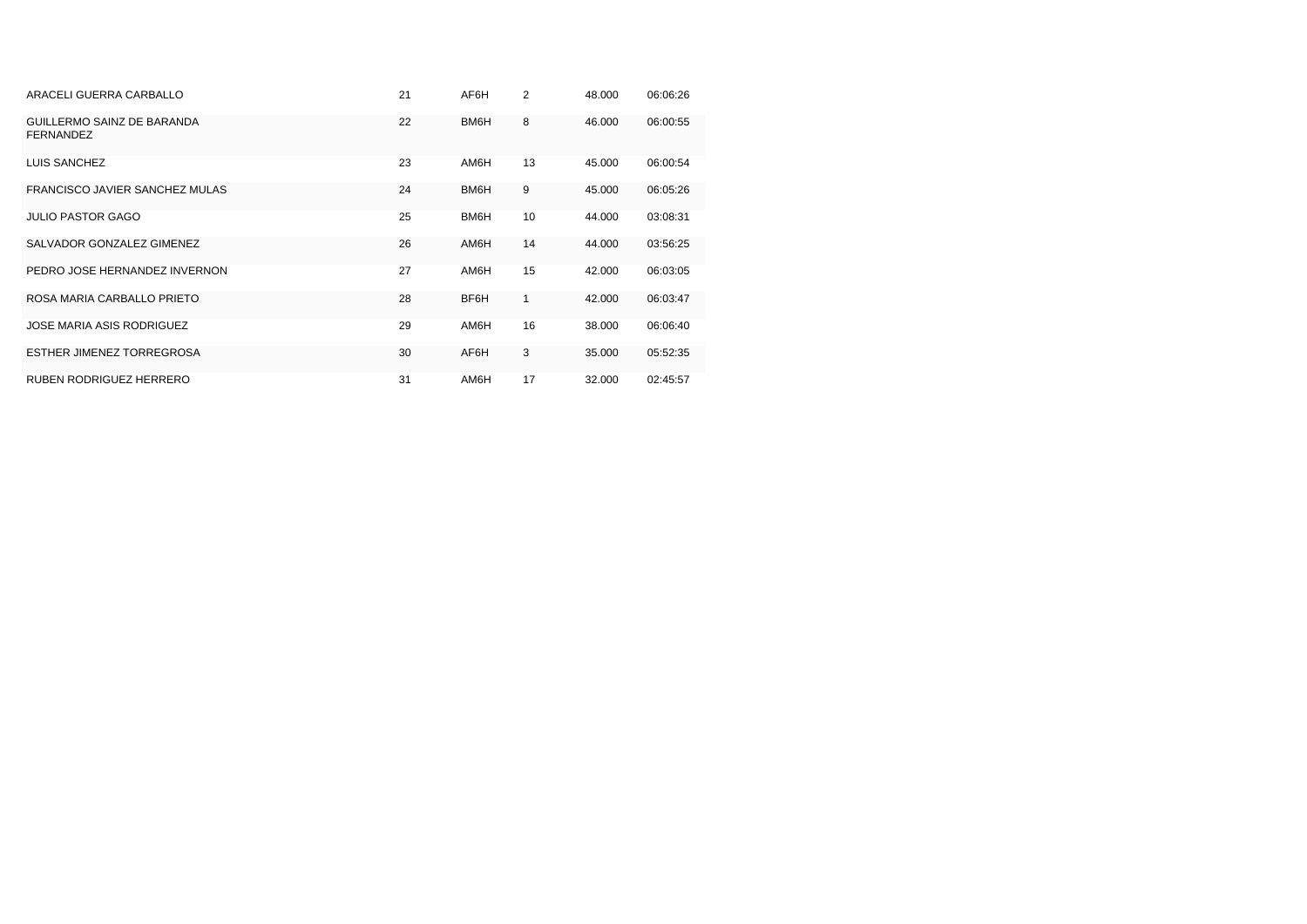| | | | | | |
|---|---|---|---|---|---|
| ARACELI GUERRA CARBALLO | 21 | AF6H | 2 | 48.000 | 06:06:26 |
| GUILLERMO SAINZ DE BARANDA FERNANDEZ | 22 | BM6H | 8 | 46.000 | 06:00:55 |
| LUIS SANCHEZ | 23 | AM6H | 13 | 45.000 | 06:00:54 |
| FRANCISCO JAVIER SANCHEZ MULAS | 24 | BM6H | 9 | 45.000 | 06:05:26 |
| JULIO PASTOR GAGO | 25 | BM6H | 10 | 44.000 | 03:08:31 |
| SALVADOR GONZALEZ GIMENEZ | 26 | AM6H | 14 | 44.000 | 03:56:25 |
| PEDRO JOSE HERNANDEZ INVERNON | 27 | AM6H | 15 | 42.000 | 06:03:05 |
| ROSA MARIA CARBALLO PRIETO | 28 | BF6H | 1 | 42.000 | 06:03:47 |
| JOSE MARIA ASIS RODRIGUEZ | 29 | AM6H | 16 | 38.000 | 06:06:40 |
| ESTHER JIMENEZ TORREGROSA | 30 | AF6H | 3 | 35.000 | 05:52:35 |
| RUBEN RODRIGUEZ HERRERO | 31 | AM6H | 17 | 32.000 | 02:45:57 |